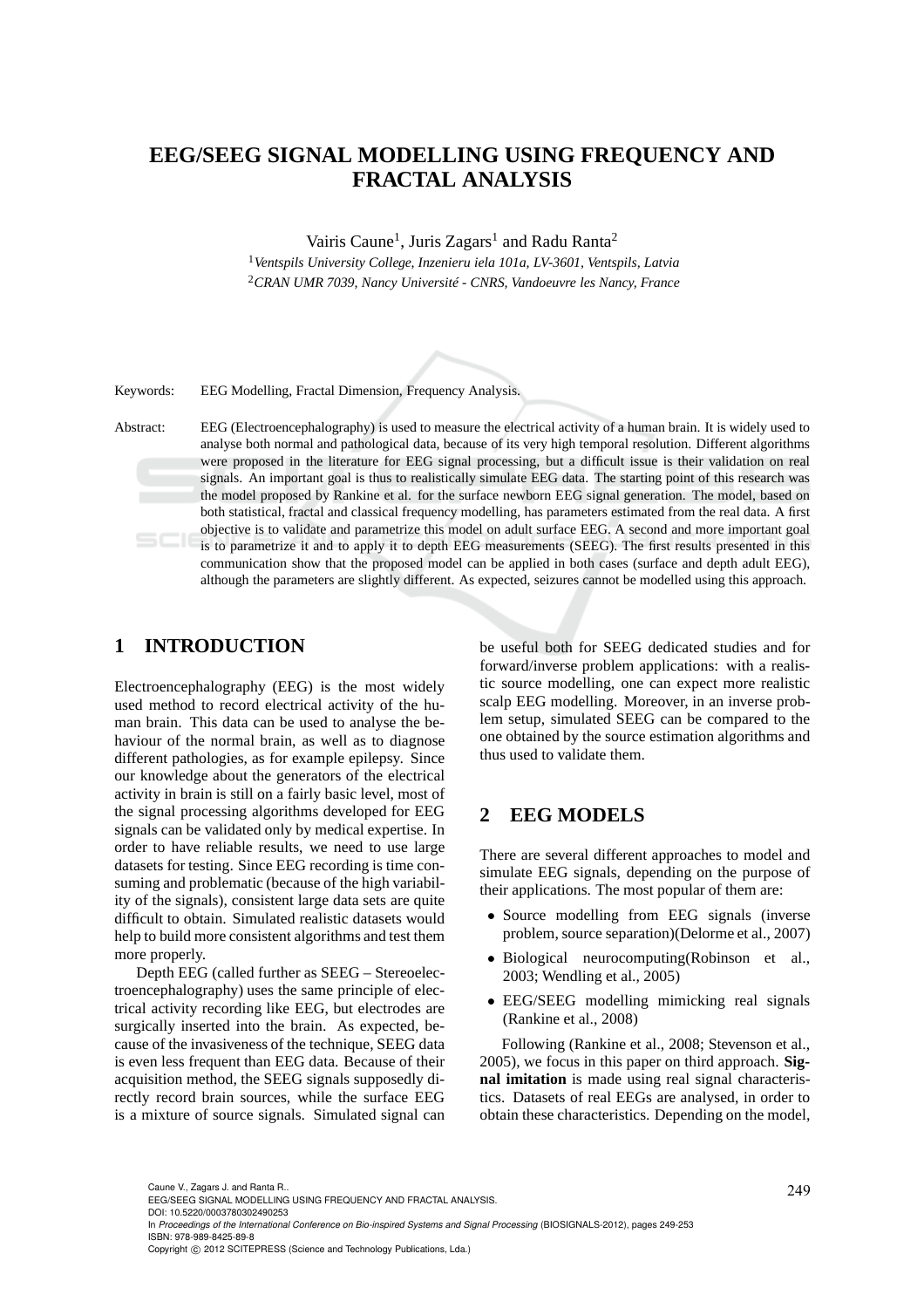# EEG/SEEG SIGNAL MODELLING USING FREQUENCY AND FRACTAL ANALYSIS

Vairis Caune[1], Juris Zagars[1] and Radu Ranta[2]

[1]*Ventspils University College, Inzenieru iela 101a, LV-3601, Ventspils, Latvia*
[2]*CRAN UMR 7039, Nancy Université - CNRS, Vandoeuvre les Nancy, France*

Keywords: EEG Modelling, Fractal Dimension, Frequency Analysis.

Abstract: EEG (Electroencephalography) is used to measure the electrical activity of a human brain. It is widely used to analyse both normal and pathological data, because of its very high temporal resolution. Different algorithms were proposed in the literature for EEG signal processing, but a difficult issue is their validation on real signals. An important goal is thus to realistically simulate EEG data. The starting point of this research was the model proposed by Rankine et al. for the surface newborn EEG signal generation. The model, based on both statistical, fractal and classical frequency modelling, has parameters estimated from the real data. A first objective is to validate and parametrize this model on adult surface EEG. A second and more important goal is to parametrize it and to apply it to depth EEG measurements (SEEG). The first results presented in this communication show that the proposed model can be applied in both cases (surface and depth adult EEG), although the parameters are slightly different. As expected, seizures cannot be modelled using this approach.

## 1 INTRODUCTION

Electroencephalography (EEG) is the most widely used method to record electrical activity of the human brain. This data can be used to analyse the behaviour of the normal brain, as well as to diagnose different pathologies, as for example epilepsy. Since our knowledge about the generators of the electrical activity in brain is still on a fairly basic level, most of the signal processing algorithms developed for EEG signals can be validated only by medical expertise. In order to have reliable results, we need to use large datasets for testing. Since EEG recording is time consuming and problematic (because of the high variability of the signals), consistent large data sets are quite difficult to obtain. Simulated realistic datasets would help to build more consistent algorithms and test them more properly.

Depth EEG (called further as SEEG – Stereoelectroencephalography) uses the same principle of electrical activity recording like EEG, but electrodes are surgically inserted into the brain. As expected, because of the invasiveness of the technique, SEEG data is even less frequent than EEG data. Because of their acquisition method, the SEEG signals supposedly directly record brain sources, while the surface EEG is a mixture of source signals. Simulated signal can be useful both for SEEG dedicated studies and for forward/inverse problem applications: with a realistic source modelling, one can expect more realistic scalp EEG modelling. Moreover, in an inverse problem setup, simulated SEEG can be compared to the one obtained by the source estimation algorithms and thus used to validate them.

## 2 EEG MODELS

There are several different approaches to model and simulate EEG signals, depending on the purpose of their applications. The most popular of them are:

- Source modelling from EEG signals (inverse problem, source separation)(Delorme et al., 2007)
- Biological neurocomputing(Robinson et al., 2003; Wendling et al., 2005)
- EEG/SEEG modelling mimicking real signals (Rankine et al., 2008)

Following (Rankine et al., 2008; Stevenson et al., 2005), we focus in this paper on third approach. **Signal imitation** is made using real signal characteristics. Datasets of real EEGs are analysed, in order to obtain these characteristics. Depending on the model,

Caune V., Zagars J. and Ranta R..
EEG/SEEG SIGNAL MODELLING USING FREQUENCY AND FRACTAL ANALYSIS.
DOI: 10.5220/0003780302490253
In *Proceedings of the International Conference on Bio-inspired Systems and Signal Processing* (BIOSIGNALS-2012), pages 249-253
ISBN: 978-989-8425-89-8
Copyright © 2012 SCITEPRESS (Science and Technology Publications, Lda.)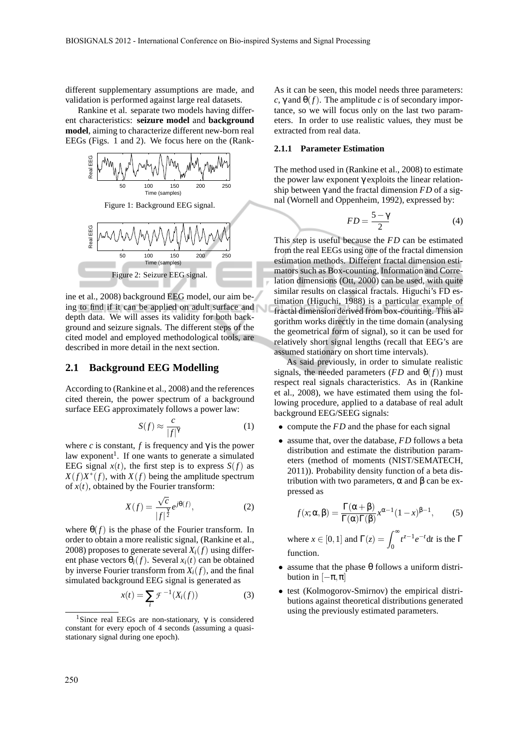different supplementary assumptions are made, and validation is performed against large real datasets.

Rankine et al. separate two models having different characteristics: **seizure model** and **background model**, aiming to characterize different new-born real EEGs (Figs. 1 and 2). We focus here on the (Rankine et al., 2008) background EEG model, our aim being to find if it can be applied on adult surface and depth data. We will asses its validity for both background and seizure signals. The different steps of the cited model and employed methodological tools, are described in more detail in the next section.

Figure 1: Background EEG signal.

Figure 2: Seizure EEG signal.

## 2.1 Background EEG Modelling

According to (Rankine et al., 2008) and the references cited therein, the power spectrum of a background surface EEG approximately follows a power law:

$$S(f) \approx \frac{c}{|f|^{\gamma}} \tag{1}$$

where $c$ is constant, $f$ is frequency and $\gamma$ is the power law exponent[1]. If one wants to generate a simulated EEG signal $x(t)$, the first step is to express $S(f)$ as $X(f)X^*(f)$, with $X(f)$ being the amplitude spectrum of $x(t)$, obtained by the Fourier transform:

$$X(f) = \frac{\sqrt{c}}{|f|^{\frac{\gamma}{2}}} e^{j\theta(f)}, \tag{2}$$

where $\theta(f)$ is the phase of the Fourier transform. In order to obtain a more realistic signal, (Rankine et al., 2008) proposes to generate several $X_i(f)$ using different phase vectors $\theta_i(f)$. Several $x_i(t)$ can be obtained by inverse Fourier transform from $X_i(f)$, and the final simulated background EEG signal is generated as

$$x(t) = \sum_i \mathcal{F}^{-1}(X_i(f)) \tag{3}$$

[1] Since real EEGs are non-stationary, $\gamma$ is considered constant for every epoch of 4 seconds (assuming a quasi-stationary signal during one epoch).

As it can be seen, this model needs three parameters: $c$, $\gamma$ and $\theta(f)$. The amplitude $c$ is of secondary importance, so we will focus only on the last two parameters. In order to use realistic values, they must be extracted from real data.

#### 2.1.1 Parameter Estimation

The method used in (Rankine et al., 2008) to estimate the power law exponent $\gamma$ exploits the linear relationship between $\gamma$ and the fractal dimension $FD$ of a signal (Wornell and Oppenheim, 1992), expressed by:

$$FD = \frac{5 - \gamma}{2} \tag{4}$$

This step is useful because the $FD$ can be estimated from the real EEGs using one of the fractal dimension estimation methods. Different fractal dimension estimators such as Box-counting, Information and Correlation dimensions (Ott, 2000) can be used, with quite similar results on classical fractals. Higuchi's FD estimation (Higuchi, 1988) is a particular example of fractal dimension derived from box-counting. This algorithm works directly in the time domain (analysing the geometrical form of signal), so it can be used for relatively short signal lengths (recall that EEG's are assumed stationary on short time intervals).

As said previously, in order to simulate realistic signals, the needed parameters ($FD$ and $\theta(f)$) must respect real signals characteristics. As in (Rankine et al., 2008), we have estimated them using the following procedure, applied to a database of real adult background EEG/SEEG signals:

- compute the $FD$ and the phase for each signal
- assume that, over the database, $FD$ follows a beta distribution and estimate the distribution parameters (method of moments (NIST/SEMATECH, 2011)). Probability density function of a beta distribution with two parameters, $\alpha$ and $\beta$ can be expressed as

$$f(x;\alpha,\beta) = \frac{\Gamma(\alpha+\beta)}{\Gamma(\alpha)\Gamma(\beta)} x^{\alpha-1}(1-x)^{\beta-1}, \tag{5}$$

  where $x \in [0,1]$ and $\Gamma(z) = \int_0^{\infty} t^{z-1}e^{-t}\mathrm{d}t$ is the $\Gamma$ function.

- assume that the phase $\theta$ follows a uniform distribution in $[-\pi, \pi]$
- test (Kolmogorov-Smirnov) the empirical distributions against theoretical distributions generated using the previously estimated parameters.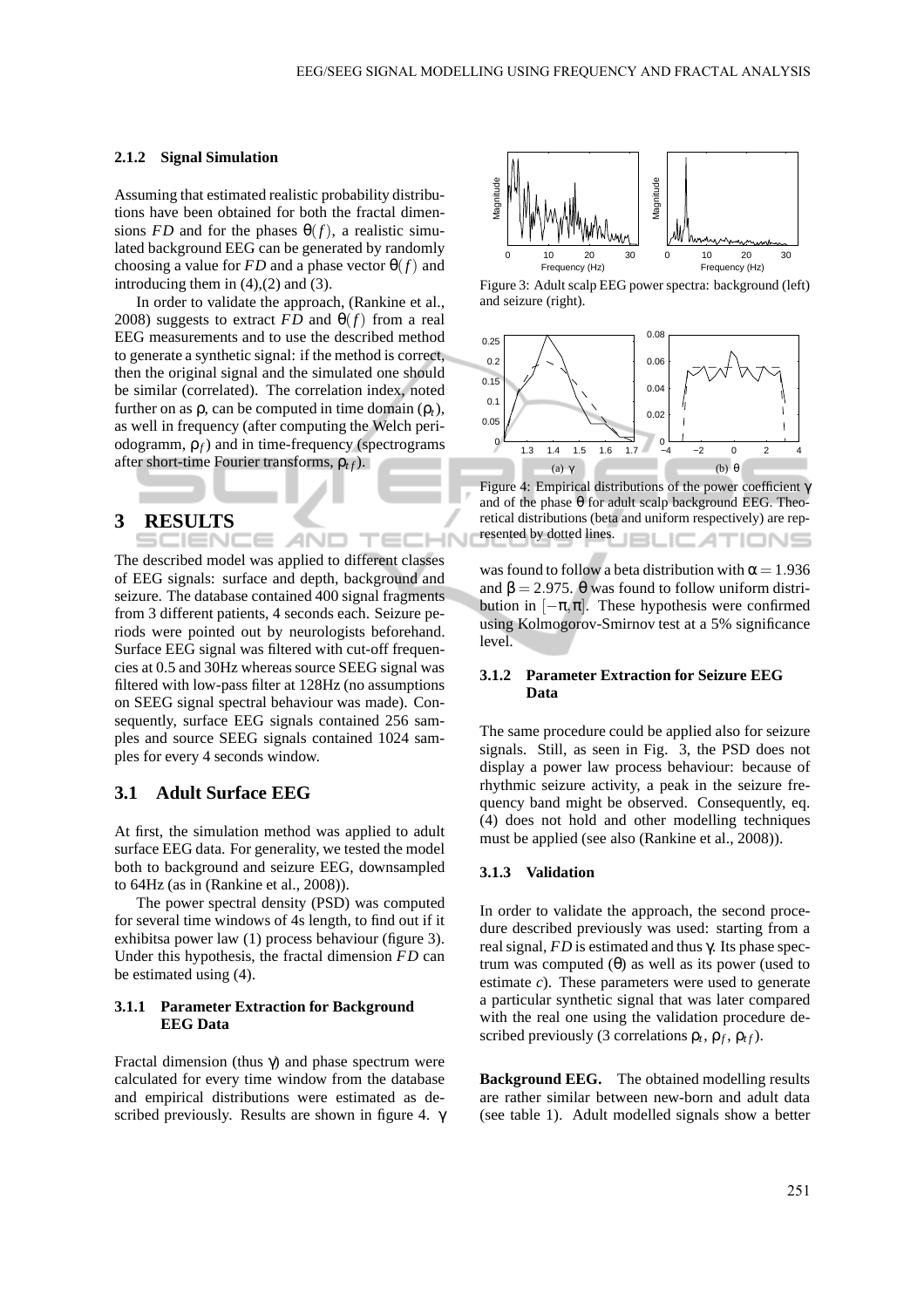#### 2.1.2 Signal Simulation

Assuming that estimated realistic probability distributions have been obtained for both the fractal dimensions $FD$ and for the phases $\theta(f)$, a realistic simulated background EEG can be generated by randomly choosing a value for $FD$ and a phase vector $\theta(f)$ and introducing them in (4),(2) and (3).

In order to validate the approach, (Rankine et al., 2008) suggests to extract $FD$ and $\theta(f)$ from a real EEG measurements and to use the described method to generate a synthetic signal: if the method is correct, then the original signal and the simulated one should be similar (correlated). The correlation index, noted further on as $\rho$, can be computed in time domain ($\rho_t$), as well in frequency (after computing the Welch periodogramm, $\rho_f$) and in time-frequency (spectrograms after short-time Fourier transforms, $\rho_{tf}$).

## 3 RESULTS

The described model was applied to different classes of EEG signals: surface and depth, background and seizure. The database contained 400 signal fragments from 3 different patients, 4 seconds each. Seizure periods were pointed out by neurologists beforehand. Surface EEG signal was filtered with cut-off frequencies at 0.5 and 30Hz whereas source SEEG signal was filtered with low-pass filter at 128Hz (no assumptions on SEEG signal spectral behaviour was made). Consequently, surface EEG signals contained 256 samples and source SEEG signals contained 1024 samples for every 4 seconds window.

### 3.1 Adult Surface EEG

At first, the simulation method was applied to adult surface EEG data. For generality, we tested the model both to background and seizure EEG, downsampled to 64Hz (as in (Rankine et al., 2008)).

The power spectral density (PSD) was computed for several time windows of 4s length, to find out if it exhibitsa power law (1) process behaviour (figure 3). Under this hypothesis, the fractal dimension $FD$ can be estimated using (4).

#### 3.1.1 Parameter Extraction for Background EEG Data

Fractal dimension (thus $\gamma$) and phase spectrum were calculated for every time window from the database and empirical distributions were estimated as described previously. Results are shown in figure 4. $\gamma$ was found to follow a beta distribution with $\alpha = 1.936$ and $\beta = 2.975$. $\theta$ was found to follow uniform distribution in $[-\pi, \pi]$. These hypothesis were confirmed using Kolmogorov-Smirnov test at a 5% significance level.

Figure 3: Adult scalp EEG power spectra: background (left) and seizure (right).

Figure 4: Empirical distributions of the power coefficient $\gamma$ and of the phase $\theta$ for adult scalp background EEG. Theoretical distributions (beta and uniform respectively) are represented by dotted lines.

#### 3.1.2 Parameter Extraction for Seizure EEG Data

The same procedure could be applied also for seizure signals. Still, as seen in Fig. 3, the PSD does not display a power law process behaviour: because of rhythmic seizure activity, a peak in the seizure frequency band might be observed. Consequently, eq. (4) does not hold and other modelling techniques must be applied (see also (Rankine et al., 2008)).

#### 3.1.3 Validation

In order to validate the approach, the second procedure described previously was used: starting from a real signal, $FD$ is estimated and thus $\gamma$. Its phase spectrum was computed ($\theta$) as well as its power (used to estimate $c$). These parameters were used to generate a particular synthetic signal that was later compared with the real one using the validation procedure described previously (3 correlations $\rho_t$, $\rho_f$, $\rho_{tf}$).

**Background EEG.** The obtained modelling results are rather similar between new-born and adult data (see table 1). Adult modelled signals show a better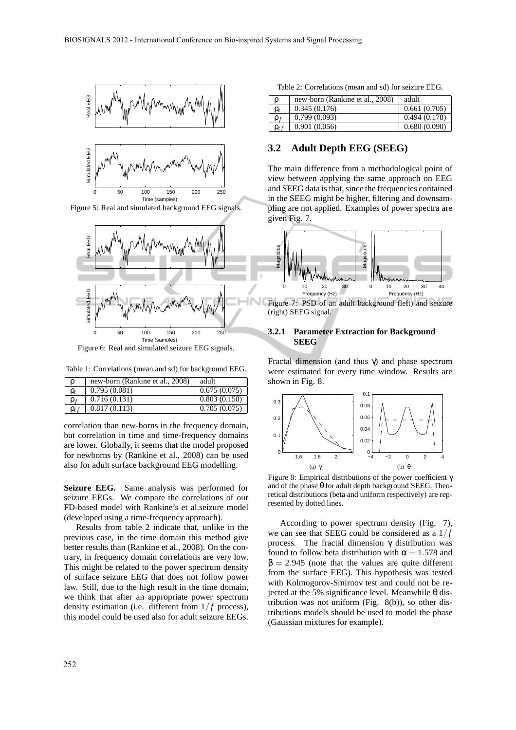Figure 5: Real and simulated background EEG signals.

Figure 6: Real and simulated seizure EEG signals.

Table 1: Correlations (mean and sd) for background EEG.

| $\rho$ | new-born (Rankine et al., 2008) | adult |
|---|---|---|
| $\rho_t$ | 0.795 (0.081) | 0.675 (0.075) |
| $\rho_f$ | 0.716 (0.131) | 0.803 (0.150) |
| $\rho_{tf}$ | 0.817 (0.113) | 0.705 (0.075) |

correlation than new-borns in the frequency domain, but correlation in time and time-frequency domains are lower. Globally, it seems that the model proposed for newborns by (Rankine et al., 2008) can be used also for adult surface background EEG modelling.

**Seizure EEG.** Same analysis was performed for seizure EEGs. We compare the correlations of our FD-based model with Rankine's et al.seizure model (developed using a time-frequency approach).

Results from table 2 indicate that, unlike in the previous case, in the time domain this method give better results than (Rankine et al., 2008). On the contrary, in frequency domain correlations are very low. This might be related to the power spectrum density of surface seizure EEG that does not follow power law. Still, due to the high result in the time domain, we think that after an appropriate power spectrum density estimation (i.e. different from $1/f$ process), this model could be used also for adult seizure EEGs.

Table 2: Correlations (mean and sd) for seizure EEG.

| $\rho$ | new-born (Rankine et al., 2008) | adult |
|---|---|---|
| $\rho_t$ | 0.345 (0.176) | 0.661 (0.705) |
| $\rho_f$ | 0.799 (0.093) | 0.494 (0.178) |
| $\rho_{tf}$ | 0.901 (0.056) | 0.680 (0.090) |

## 3.2 Adult Depth EEG (SEEG)

The main difference from a methodological point of view between applying the same approach on EEG and SEEG data is that, since the frequencies contained in the SEEG might be higher, filtering and downsampling are not applied. Examples of power spectra are given Fig. 7.

Figure 7: PSD of an adult background (left) and seizure (right) SEEG signal.

### 3.2.1 Parameter Extraction for Background SEEG

Fractal dimension (and thus $\gamma$) and phase spectrum were estimated for every time window. Results are shown in Fig. 8.

Figure 8: Empirical distributions of the power coefficient $\gamma$ and of the phase $\theta$ for adult depth background SEEG. Theoretical distributions (beta and uniform respectively) are represented by dotted lines.

According to power spectrum density (Fig. 7), we can see that SEEG could be considered as a $1/f$ process. The fractal dimension $\gamma$ distribution was found to follow beta distribution with $\alpha = 1.578$ and $\beta = 2.945$ (note that the values are quite different from the surface EEG). This hypothesis was tested with Kolmogorov-Smirnov test and could not be rejected at the 5% significance level. Meanwhile $\theta$ distribution was not uniform (Fig. 8(b)), so other distributions models should be used to model the phase (Gaussian mixtures for example).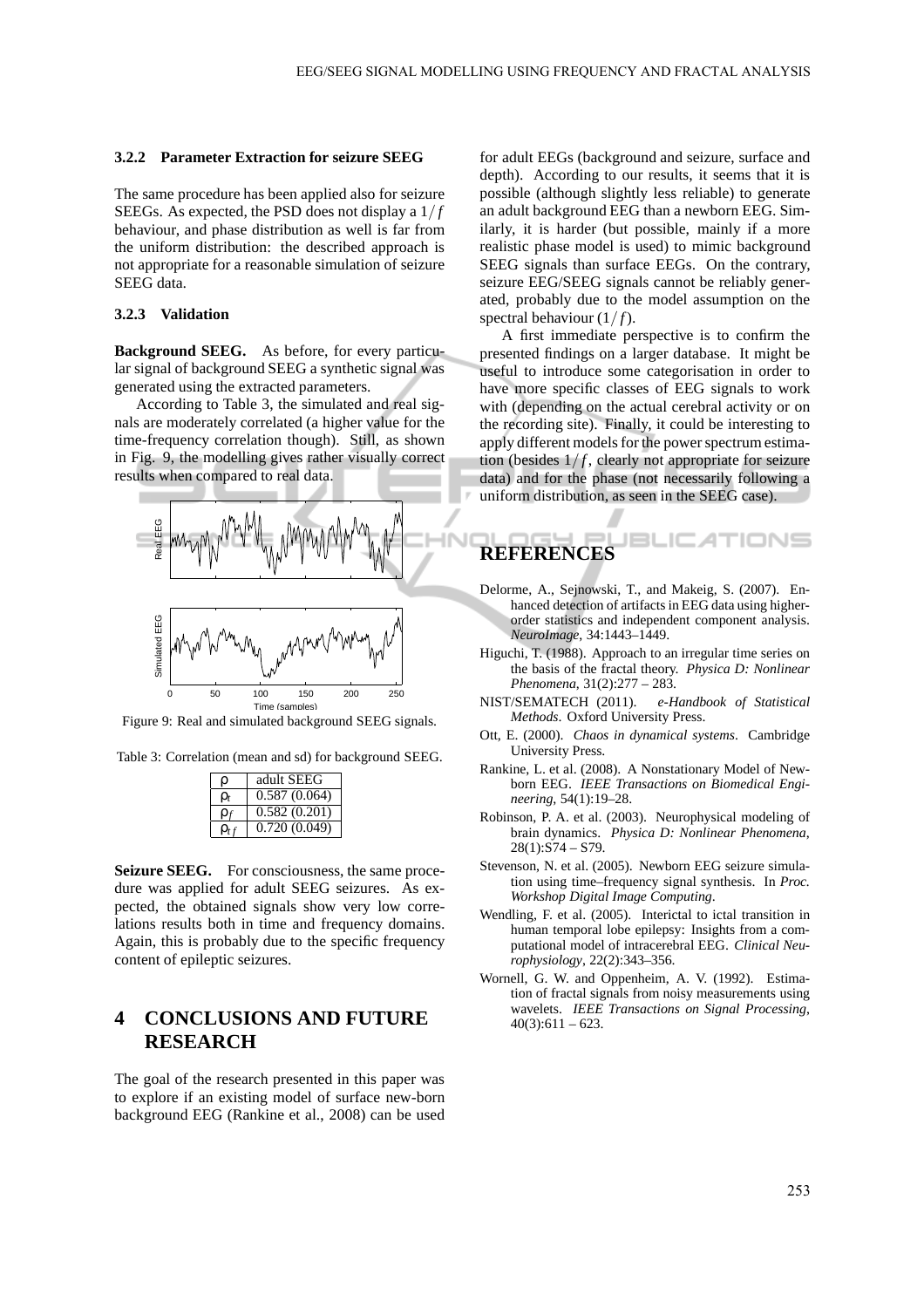### 3.2.2 Parameter Extraction for seizure SEEG

The same procedure has been applied also for seizure SEEGs. As expected, the PSD does not display a $1/f$ behaviour, and phase distribution as well is far from the uniform distribution: the described approach is not appropriate for a reasonable simulation of seizure SEEG data.

### 3.2.3 Validation

**Background SEEG.** As before, for every particular signal of background SEEG a synthetic signal was generated using the extracted parameters.

According to Table 3, the simulated and real signals are moderately correlated (a higher value for the time-frequency correlation though). Still, as shown in Fig. 9, the modelling gives rather visually correct results when compared to real data.

Real EEG

Simulated EEG

0 50 100 150 200 250

Time (samples)

Figure 9: Real and simulated background SEEG signals.

Table 3: Correlation (mean and sd) for background SEEG.

| $\rho$ | adult SEEG |
|---|---|
| $\rho_t$ | 0.587 (0.064) |
| $\rho_f$ | 0.582 (0.201) |
| $\rho_{tf}$ | 0.720 (0.049) |

**Seizure SEEG.** For consciousness, the same procedure was applied for adult SEEG seizures. As expected, the obtained signals show very low correlations results both in time and frequency domains. Again, this is probably due to the specific frequency content of epileptic seizures.

## 4 CONCLUSIONS AND FUTURE RESEARCH

The goal of the research presented in this paper was to explore if an existing model of surface new-born background EEG (Rankine et al., 2008) can be used for adult EEGs (background and seizure, surface and depth). According to our results, it seems that it is possible (although slightly less reliable) to generate an adult background EEG than a newborn EEG. Similarly, it is harder (but possible, mainly if a more realistic phase model is used) to mimic background SEEG signals than surface EEGs. On the contrary, seizure EEG/SEEG signals cannot be reliably generated, probably due to the model assumption on the spectral behaviour ($1/f$).

A first immediate perspective is to confirm the presented findings on a larger database. It might be useful to introduce some categorisation in order to have more specific classes of EEG signals to work with (depending on the actual cerebral activity or on the recording site). Finally, it could be interesting to apply different models for the power spectrum estimation (besides $1/f$, clearly not appropriate for seizure data) and for the phase (not necessarily following a uniform distribution, as seen in the SEEG case).

## REFERENCES

Delorme, A., Sejnowski, T., and Makeig, S. (2007). Enhanced detection of artifacts in EEG data using higher-order statistics and independent component analysis. *NeuroImage*, 34:1443–1449.

Higuchi, T. (1988). Approach to an irregular time series on the basis of the fractal theory. *Physica D: Nonlinear Phenomena*, 31(2):277 – 283.

NIST/SEMATECH (2011). *e-Handbook of Statistical Methods*. Oxford University Press.

Ott, E. (2000). *Chaos in dynamical systems*. Cambridge University Press.

Rankine, L. et al. (2008). A Nonstationary Model of Newborn EEG. *IEEE Transactions on Biomedical Engineering*, 54(1):19–28.

Robinson, P. A. et al. (2003). Neurophysical modeling of brain dynamics. *Physica D: Nonlinear Phenomena*, 28(1):S74 – S79.

Stevenson, N. et al. (2005). Newborn EEG seizure simulation using time–frequency signal synthesis. In *Proc. Workshop Digital Image Computing*.

Wendling, F. et al. (2005). Interictal to ictal transition in human temporal lobe epilepsy: Insights from a computational model of intracerebral EEG. *Clinical Neurophysiology*, 22(2):343–356.

Wornell, G. W. and Oppenheim, A. V. (1992). Estimation of fractal signals from noisy measurements using wavelets. *IEEE Transactions on Signal Processing*, 40(3):611 – 623.